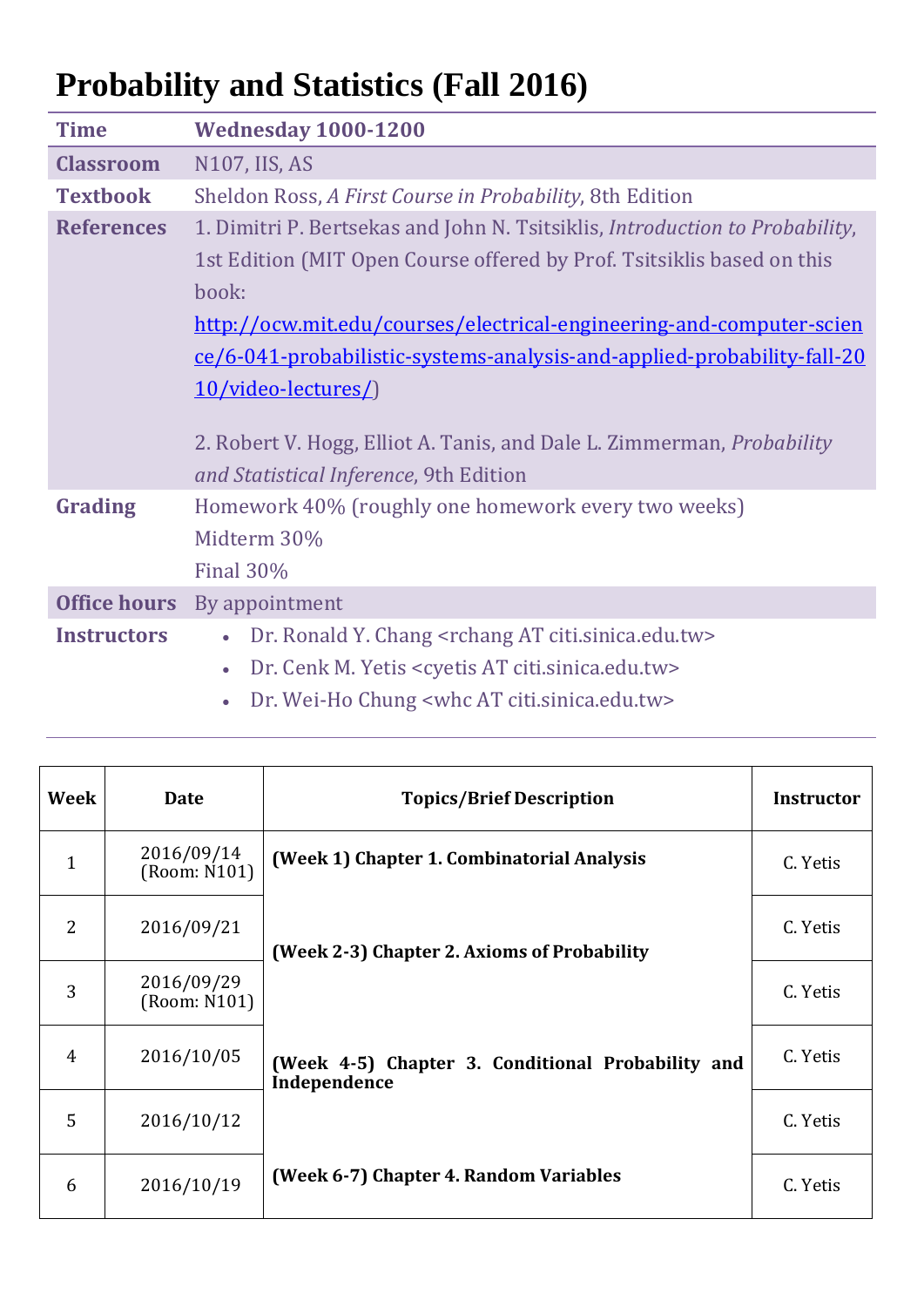# Probability and Statistics (Fall 2016)

| | |
|---|---|
| **Time** | **Wednesday 1000-1200** |
| **Classroom** | N107, IIS, AS |
| **Textbook** | Sheldon Ross, *A First Course in Probability*, 8th Edition |
| **References** | 1. Dimitri P. Bertsekas and John N. Tsitsiklis, *Introduction to Probability*, 1st Edition (MIT Open Course offered by Prof. Tsitsiklis based on this book: [http://ocw.mit.edu/courses/electrical-engineering-and-computer-science/6-041-probabilistic-systems-analysis-and-applied-probability-fall-2010/video-lectures/](http://ocw.mit.edu/courses/electrical-engineering-and-computer-science/6-041-probabilistic-systems-analysis-and-applied-probability-fall-2010/video-lectures/))<br><br>2. Robert V. Hogg, Elliot A. Tanis, and Dale L. Zimmerman, *Probability and Statistical Inference*, 9th Edition |
| **Grading** | Homework 40% (roughly one homework every two weeks)<br>Midterm 30%<br>Final 30% |
| **Office hours** | By appointment |
| **Instructors** | • Dr. Ronald Y. Chang <rchang AT citi.sinica.edu.tw><br>• Dr. Cenk M. Yetis <cyetis AT citi.sinica.edu.tw><br>• Dr. Wei-Ho Chung <whc AT citi.sinica.edu.tw> |

| Week | Date | Topics/Brief Description | Instructor |
|---|---|---|---|
| 1 | 2016/09/14 (Room: N101) | **(Week 1) Chapter 1. Combinatorial Analysis** | C. Yetis |
| 2 | 2016/09/21 | **(Week 2-3) Chapter 2. Axioms of Probability** | C. Yetis |
| 3 | 2016/09/29 (Room: N101) | | C. Yetis |
| 4 | 2016/10/05 | **(Week 4-5) Chapter 3. Conditional Probability and Independence** | C. Yetis |
| 5 | 2016/10/12 | | C. Yetis |
| 6 | 2016/10/19 | **(Week 6-7) Chapter 4. Random Variables** | C. Yetis |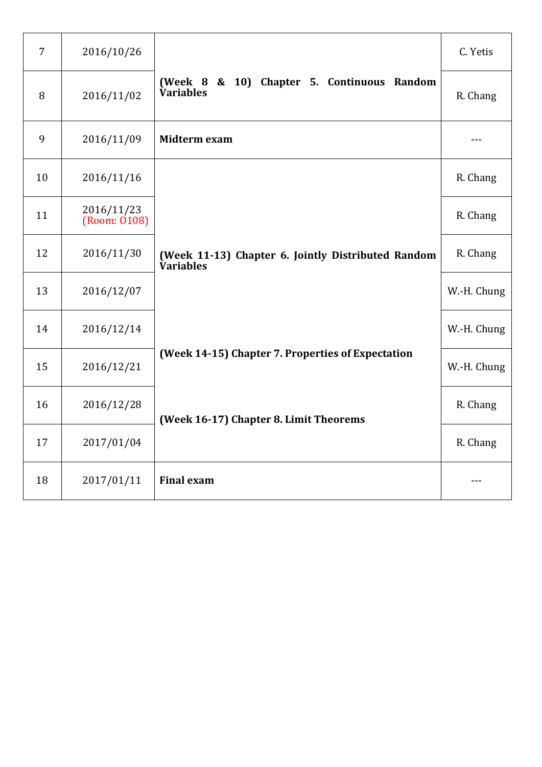| | | | |
|---|---|---|---|
| 7 | 2016/10/26 | **(Week 8 & 10) Chapter 5. Continuous Random Variables** | C. Yetis |
| 8 | 2016/11/02 | | R. Chang |
| 9 | 2016/11/09 | **Midterm exam** | --- |
| 10 | 2016/11/16 | **(Week 11-13) Chapter 6. Jointly Distributed Random Variables** | R. Chang |
| 11 | 2016/11/23 (Room: O108) | | R. Chang |
| 12 | 2016/11/30 | | R. Chang |
| 13 | 2016/12/07 | | W.-H. Chung |
| 14 | 2016/12/14 | **(Week 14-15) Chapter 7. Properties of Expectation** | W.-H. Chung |
| 15 | 2016/12/21 | | W.-H. Chung |
| 16 | 2016/12/28 | **(Week 16-17) Chapter 8. Limit Theorems** | R. Chang |
| 17 | 2017/01/04 | | R. Chang |
| 18 | 2017/01/11 | **Final exam** | --- |